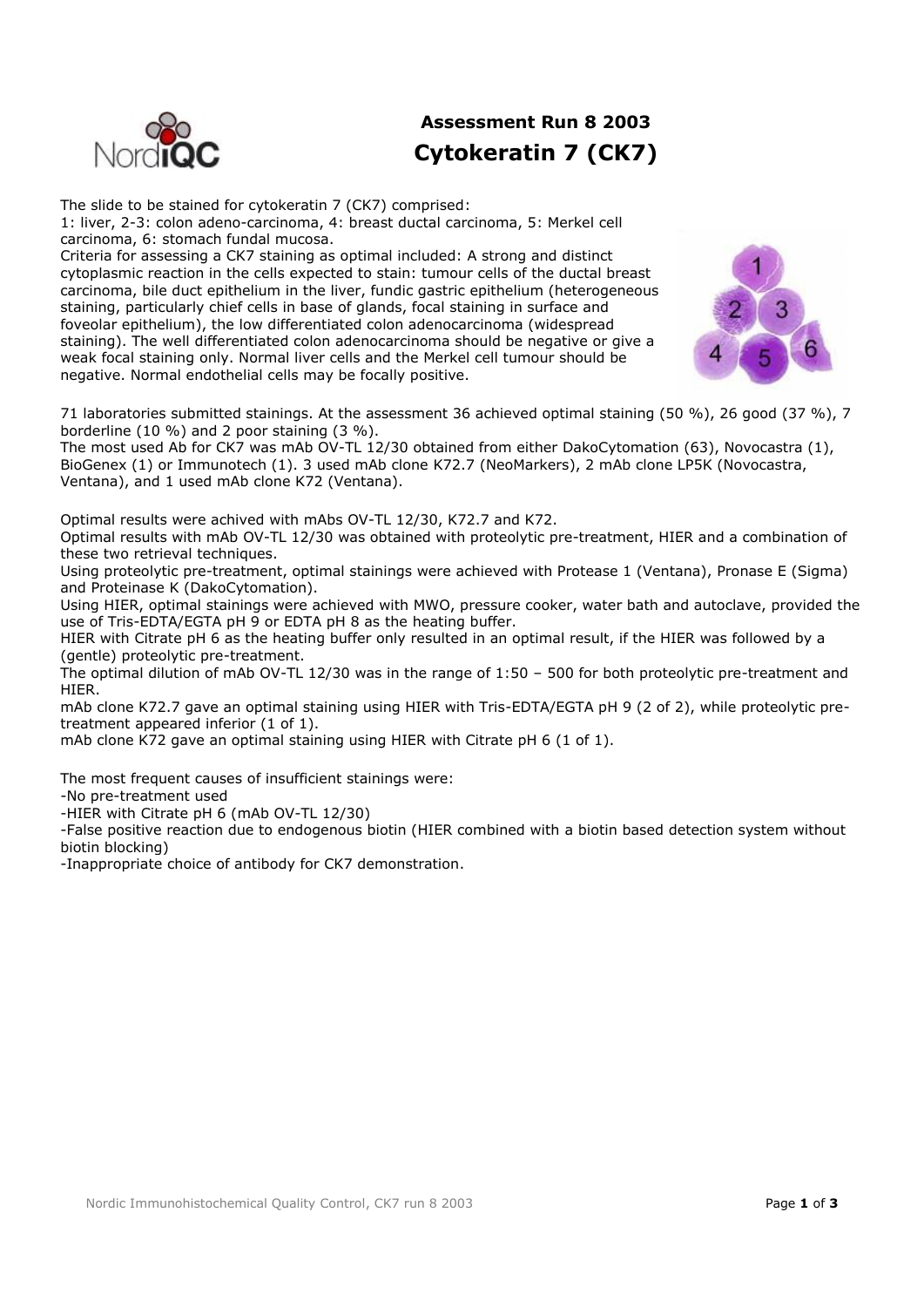# Assessment Run 8 2003
# Cytokeratin 7 (CK7)

The slide to be stained for cytokeratin 7 (CK7) comprised:
1: liver, 2-3: colon adeno-carcinoma, 4: breast ductal carcinoma, 5: Merkel cell carcinoma, 6: stomach fundal mucosa.
Criteria for assessing a CK7 staining as optimal included: A strong and distinct cytoplasmic reaction in the cells expected to stain: tumour cells of the ductal breast carcinoma, bile duct epithelium in the liver, fundic gastric epithelium (heterogeneous staining, particularly chief cells in base of glands, focal staining in surface and foveolar epithelium), the low differentiated colon adenocarcinoma (widespread staining). The well differentiated colon adenocarcinoma should be negative or give a weak focal staining only. Normal liver cells and the Merkel cell tumour should be negative. Normal endothelial cells may be focally positive.

71 laboratories submitted stainings. At the assessment 36 achieved optimal staining (50 %), 26 good (37 %), 7 borderline (10 %) and 2 poor staining (3 %).
The most used Ab for CK7 was mAb OV-TL 12/30 obtained from either DakoCytomation (63), Novocastra (1), BioGenex (1) or Immunotech (1). 3 used mAb clone K72.7 (NeoMarkers), 2 mAb clone LP5K (Novocastra, Ventana), and 1 used mAb clone K72 (Ventana).

Optimal results were achived with mAbs OV-TL 12/30, K72.7 and K72.
Optimal results with mAb OV-TL 12/30 was obtained with proteolytic pre-treatment, HIER and a combination of these two retrieval techniques.
Using proteolytic pre-treatment, optimal stainings were achieved with Protease 1 (Ventana), Pronase E (Sigma) and Proteinase K (DakoCytomation).
Using HIER, optimal stainings were achieved with MWO, pressure cooker, water bath and autoclave, provided the use of Tris-EDTA/EGTA pH 9 or EDTA pH 8 as the heating buffer.
HIER with Citrate pH 6 as the heating buffer only resulted in an optimal result, if the HIER was followed by a (gentle) proteolytic pre-treatment.
The optimal dilution of mAb OV-TL 12/30 was in the range of 1:50 – 500 for both proteolytic pre-treatment and HIER.
mAb clone K72.7 gave an optimal staining using HIER with Tris-EDTA/EGTA pH 9 (2 of 2), while proteolytic pre-treatment appeared inferior (1 of 1).
mAb clone K72 gave an optimal staining using HIER with Citrate pH 6 (1 of 1).

The most frequent causes of insufficient stainings were:
-No pre-treatment used
-HIER with Citrate pH 6 (mAb OV-TL 12/30)
-False positive reaction due to endogenous biotin (HIER combined with a biotin based detection system without biotin blocking)
-Inappropriate choice of antibody for CK7 demonstration.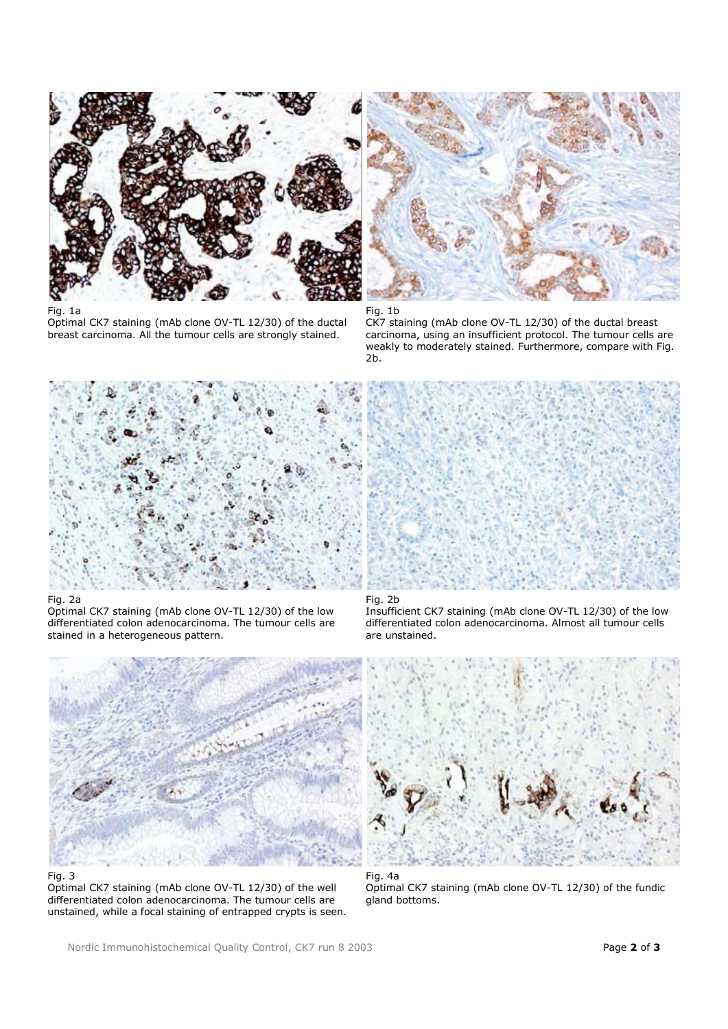Fig. 1a
Optimal CK7 staining (mAb clone OV-TL 12/30) of the ductal breast carcinoma. All the tumour cells are strongly stained.

Fig. 1b
CK7 staining (mAb clone OV-TL 12/30) of the ductal breast carcinoma, using an insufficient protocol. The tumour cells are weakly to moderately stained. Furthermore, compare with Fig. 2b.

Fig. 2a
Optimal CK7 staining (mAb clone OV-TL 12/30) of the low differentiated colon adenocarcinoma. The tumour cells are stained in a heterogeneous pattern.

Fig. 2b
Insufficient CK7 staining (mAb clone OV-TL 12/30) of the low differentiated colon adenocarcinoma. Almost all tumour cells are unstained.

Fig. 3
Optimal CK7 staining (mAb clone OV-TL 12/30) of the well differentiated colon adenocarcinoma. The tumour cells are unstained, while a focal staining of entrapped crypts is seen.

Fig. 4a
Optimal CK7 staining (mAb clone OV-TL 12/30) of the fundic gland bottoms.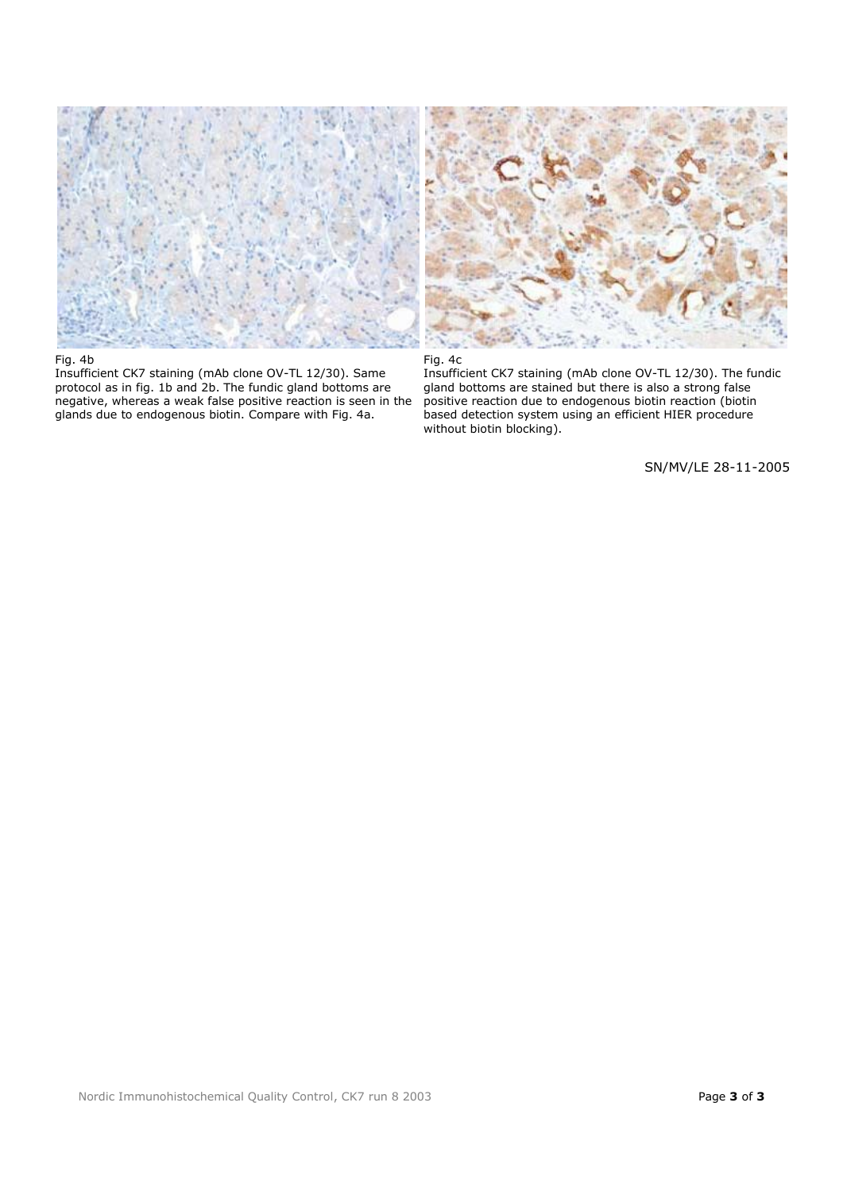Fig. 4b
Insufficient CK7 staining (mAb clone OV-TL 12/30). Same protocol as in fig. 1b and 2b. The fundic gland bottoms are negative, whereas a weak false positive reaction is seen in the glands due to endogenous biotin. Compare with Fig. 4a.

Fig. 4c
Insufficient CK7 staining (mAb clone OV-TL 12/30). The fundic gland bottoms are stained but there is also a strong false positive reaction due to endogenous biotin reaction (biotin based detection system using an efficient HIER procedure without biotin blocking).

SN/MV/LE 28-11-2005